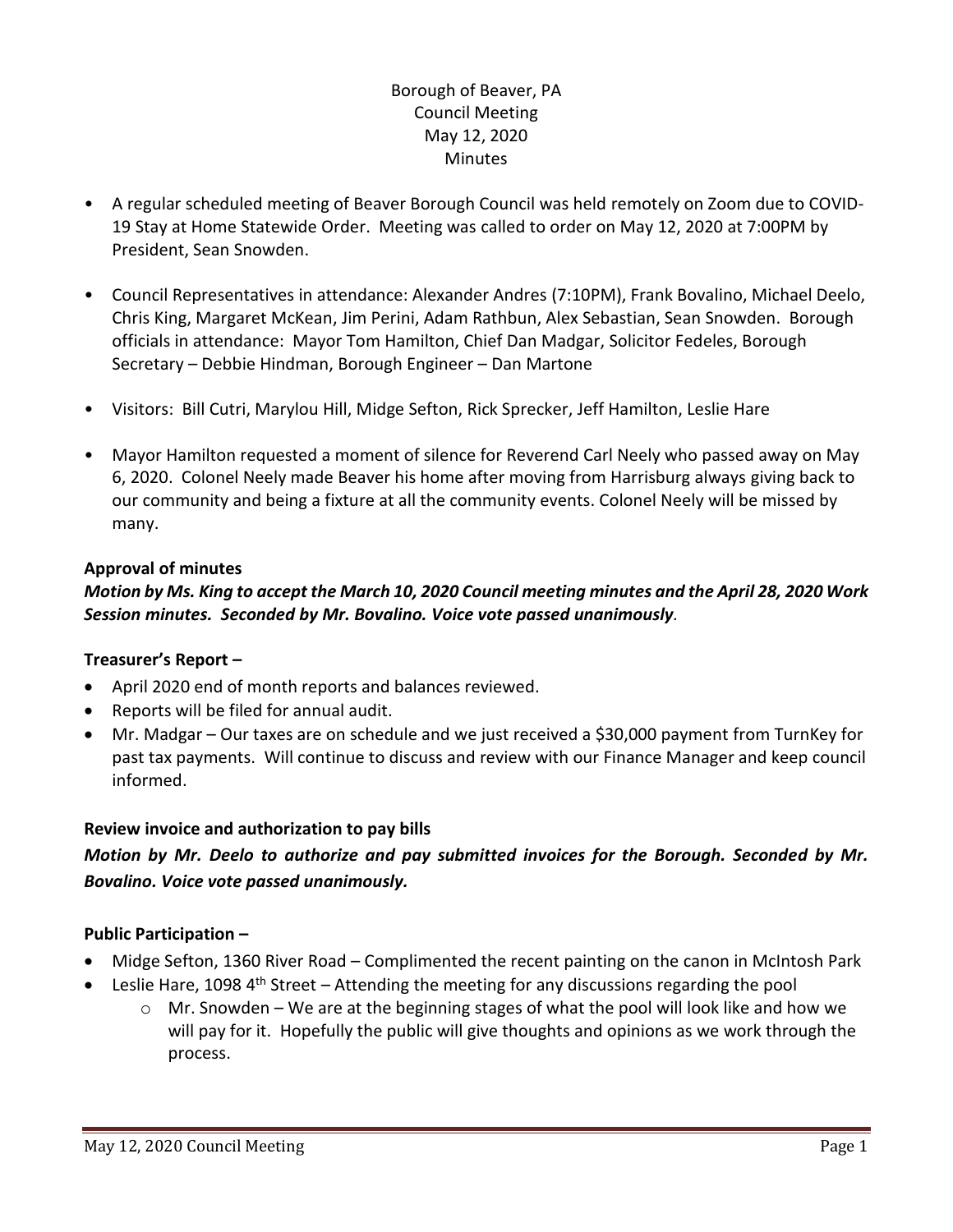Borough of Beaver, PA
Council Meeting
May 12, 2020
Minutes

- A regular scheduled meeting of Beaver Borough Council was held remotely on Zoom due to COVID-19 Stay at Home Statewide Order. Meeting was called to order on May 12, 2020 at 7:00PM by President, Sean Snowden.
- Council Representatives in attendance: Alexander Andres (7:10PM), Frank Bovalino, Michael Deelo, Chris King, Margaret McKean, Jim Perini, Adam Rathbun, Alex Sebastian, Sean Snowden. Borough officials in attendance: Mayor Tom Hamilton, Chief Dan Madgar, Solicitor Fedeles, Borough Secretary – Debbie Hindman, Borough Engineer – Dan Martone
- Visitors: Bill Cutri, Marylou Hill, Midge Sefton, Rick Sprecker, Jeff Hamilton, Leslie Hare
- Mayor Hamilton requested a moment of silence for Reverend Carl Neely who passed away on May 6, 2020. Colonel Neely made Beaver his home after moving from Harrisburg always giving back to our community and being a fixture at all the community events. Colonel Neely will be missed by many.

**Approval of minutes**

***Motion by Ms. King to accept the March 10, 2020 Council meeting minutes and the April 28, 2020 Work Session minutes. Seconded by Mr. Bovalino. Voice vote passed unanimously.***

**Treasurer's Report –**

- April 2020 end of month reports and balances reviewed.
- Reports will be filed for annual audit.
- Mr. Madgar – Our taxes are on schedule and we just received a $30,000 payment from TurnKey for past tax payments. Will continue to discuss and review with our Finance Manager and keep council informed.

**Review invoice and authorization to pay bills**

***Motion by Mr. Deelo to authorize and pay submitted invoices for the Borough. Seconded by Mr. Bovalino. Voice vote passed unanimously.***

**Public Participation –**

- Midge Sefton, 1360 River Road – Complimented the recent painting on the canon in McIntosh Park
- Leslie Hare, 1098 4th Street – Attending the meeting for any discussions regarding the pool
  - Mr. Snowden – We are at the beginning stages of what the pool will look like and how we will pay for it. Hopefully the public will give thoughts and opinions as we work through the process.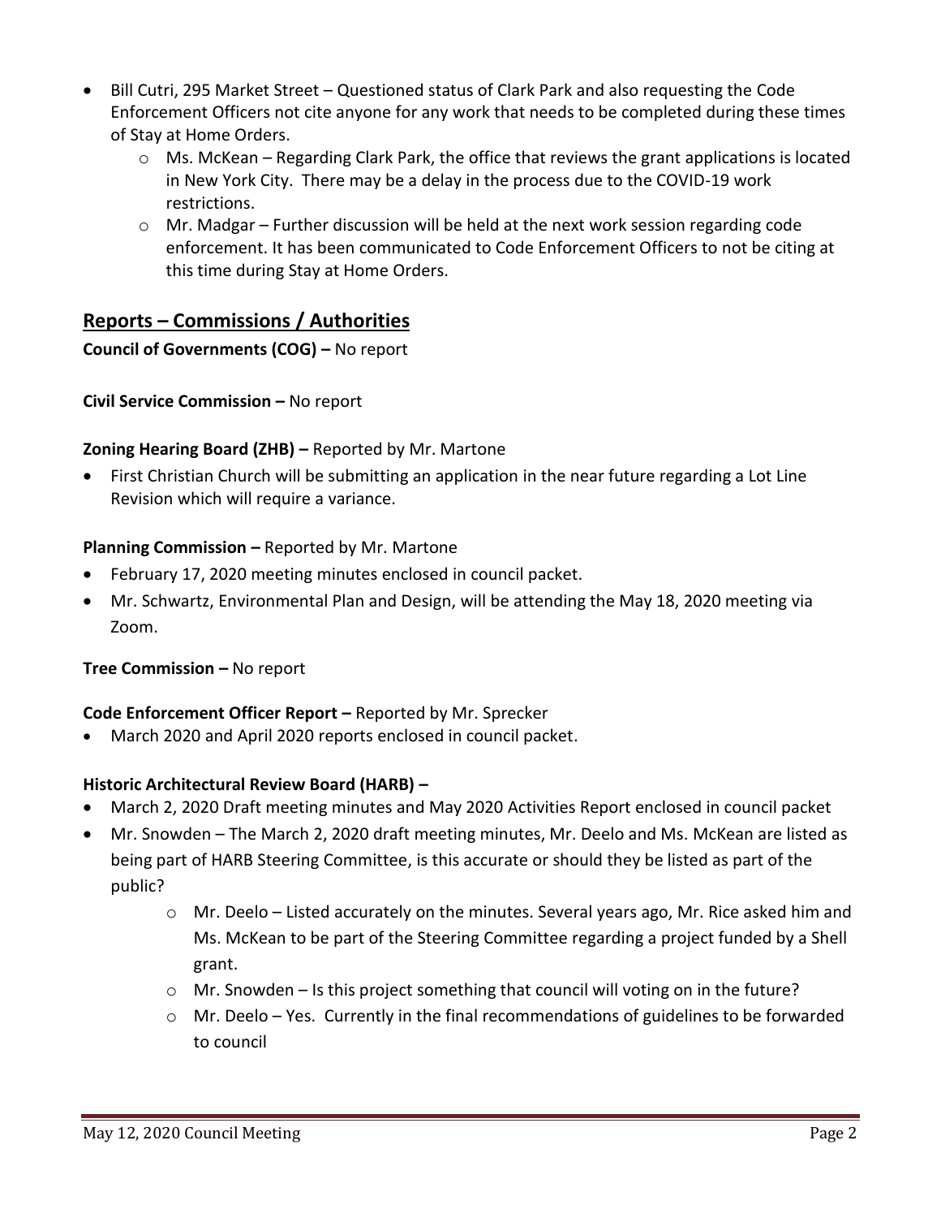- Bill Cutri, 295 Market Street – Questioned status of Clark Park and also requesting the Code Enforcement Officers not cite anyone for any work that needs to be completed during these times of Stay at Home Orders.
  - Ms. McKean – Regarding Clark Park, the office that reviews the grant applications is located in New York City. There may be a delay in the process due to the COVID-19 work restrictions.
  - Mr. Madgar – Further discussion will be held at the next work session regarding code enforcement. It has been communicated to Code Enforcement Officers to not be citing at this time during Stay at Home Orders.

## Reports – Commissions / Authorities

**Council of Governments (COG) –** No report

**Civil Service Commission –** No report

**Zoning Hearing Board (ZHB) –** Reported by Mr. Martone

- First Christian Church will be submitting an application in the near future regarding a Lot Line Revision which will require a variance.

**Planning Commission –** Reported by Mr. Martone

- February 17, 2020 meeting minutes enclosed in council packet.
- Mr. Schwartz, Environmental Plan and Design, will be attending the May 18, 2020 meeting via Zoom.

**Tree Commission –** No report

**Code Enforcement Officer Report –** Reported by Mr. Sprecker

- March 2020 and April 2020 reports enclosed in council packet.

**Historic Architectural Review Board (HARB) –**

- March 2, 2020 Draft meeting minutes and May 2020 Activities Report enclosed in council packet
- Mr. Snowden – The March 2, 2020 draft meeting minutes, Mr. Deelo and Ms. McKean are listed as being part of HARB Steering Committee, is this accurate or should they be listed as part of the public?
  - Mr. Deelo – Listed accurately on the minutes. Several years ago, Mr. Rice asked him and Ms. McKean to be part of the Steering Committee regarding a project funded by a Shell grant.
  - Mr. Snowden – Is this project something that council will voting on in the future?
  - Mr. Deelo – Yes. Currently in the final recommendations of guidelines to be forwarded to council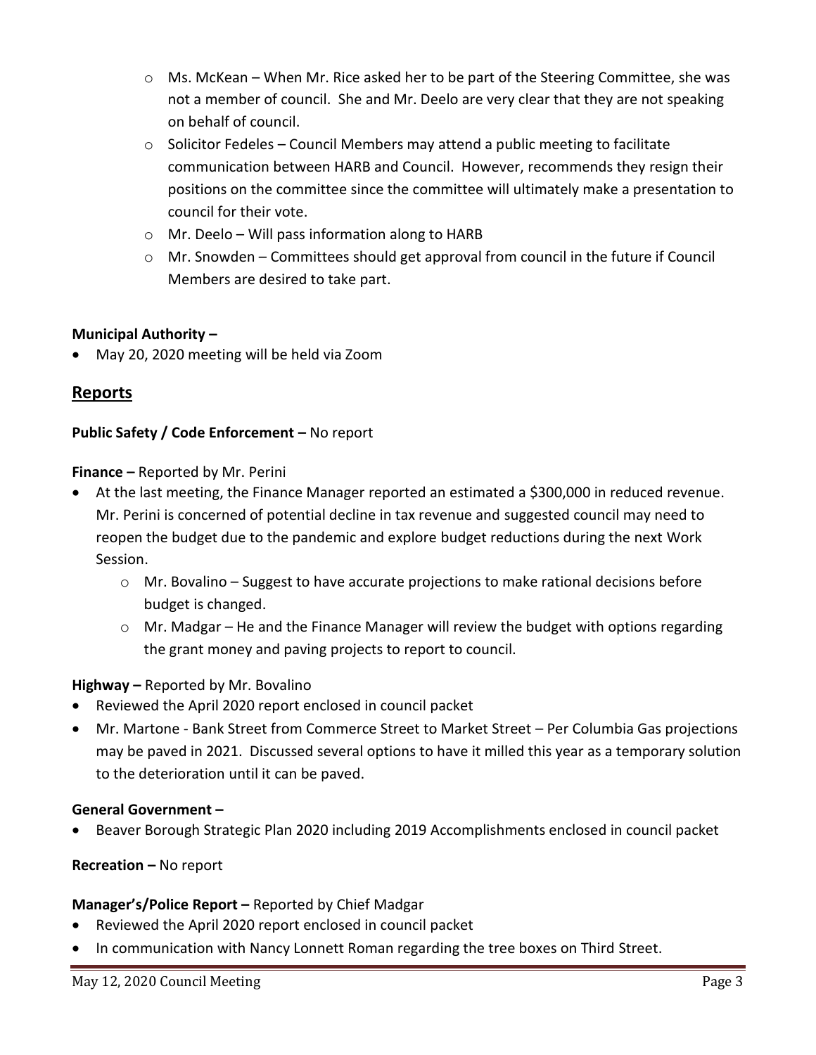- Ms. McKean – When Mr. Rice asked her to be part of the Steering Committee, she was not a member of council. She and Mr. Deelo are very clear that they are not speaking on behalf of council.
  - Solicitor Fedeles – Council Members may attend a public meeting to facilitate communication between HARB and Council. However, recommends they resign their positions on the committee since the committee will ultimately make a presentation to council for their vote.
  - Mr. Deelo – Will pass information along to HARB
  - Mr. Snowden – Committees should get approval from council in the future if Council Members are desired to take part.

**Municipal Authority –**

- May 20, 2020 meeting will be held via Zoom

## Reports

**Public Safety / Code Enforcement –** No report

**Finance –** Reported by Mr. Perini

- At the last meeting, the Finance Manager reported an estimated a $300,000 in reduced revenue. Mr. Perini is concerned of potential decline in tax revenue and suggested council may need to reopen the budget due to the pandemic and explore budget reductions during the next Work Session.
  - Mr. Bovalino – Suggest to have accurate projections to make rational decisions before budget is changed.
  - Mr. Madgar – He and the Finance Manager will review the budget with options regarding the grant money and paving projects to report to council.

**Highway –** Reported by Mr. Bovalino

- Reviewed the April 2020 report enclosed in council packet
- Mr. Martone - Bank Street from Commerce Street to Market Street – Per Columbia Gas projections may be paved in 2021. Discussed several options to have it milled this year as a temporary solution to the deterioration until it can be paved.

**General Government –**

- Beaver Borough Strategic Plan 2020 including 2019 Accomplishments enclosed in council packet

**Recreation –** No report

**Manager's/Police Report –** Reported by Chief Madgar

- Reviewed the April 2020 report enclosed in council packet
- In communication with Nancy Lonnett Roman regarding the tree boxes on Third Street.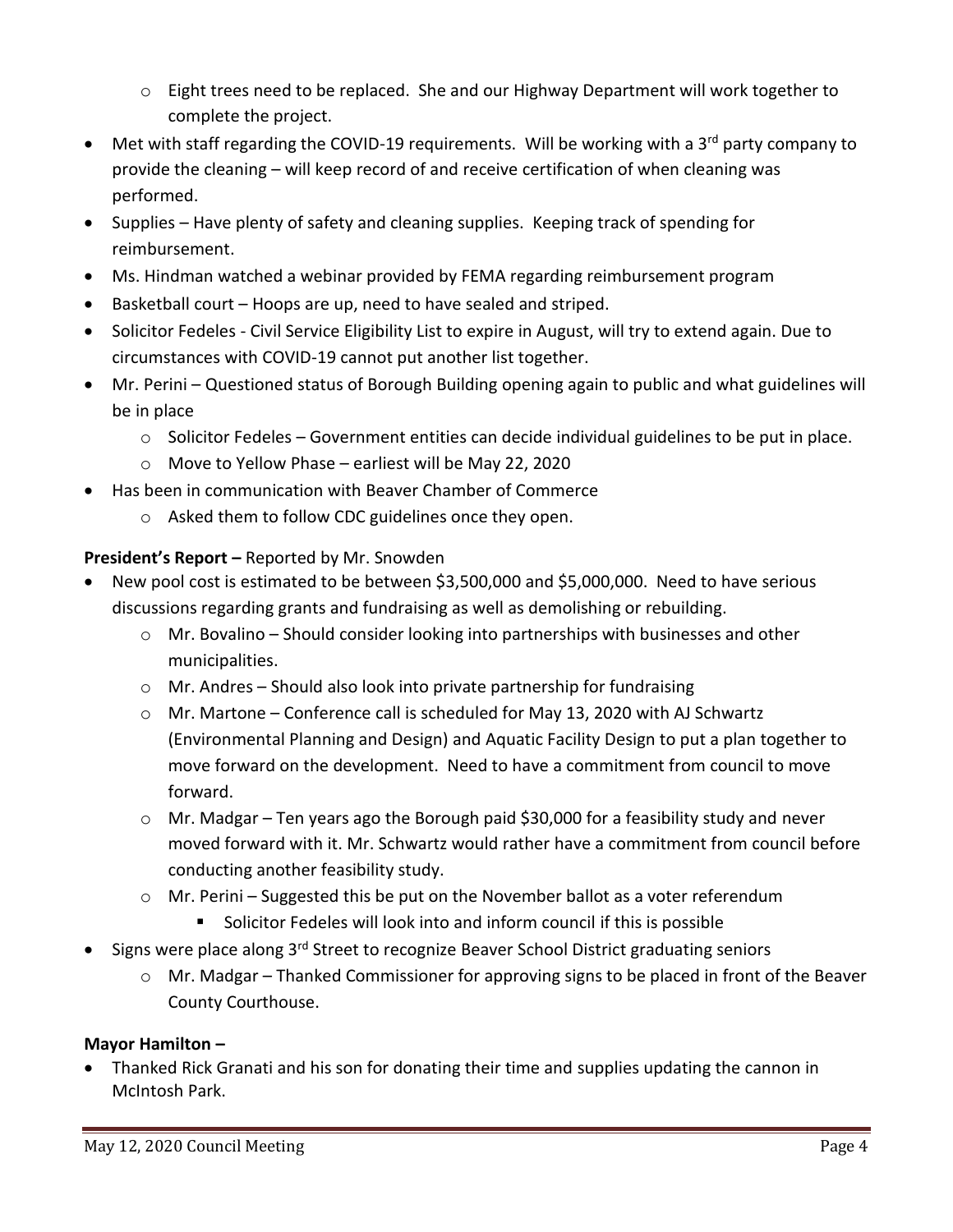- Eight trees need to be replaced. She and our Highway Department will work together to complete the project.
- Met with staff regarding the COVID-19 requirements. Will be working with a 3rd party company to provide the cleaning – will keep record of and receive certification of when cleaning was performed.
- Supplies – Have plenty of safety and cleaning supplies. Keeping track of spending for reimbursement.
- Ms. Hindman watched a webinar provided by FEMA regarding reimbursement program
- Basketball court – Hoops are up, need to have sealed and striped.
- Solicitor Fedeles - Civil Service Eligibility List to expire in August, will try to extend again. Due to circumstances with COVID-19 cannot put another list together.
- Mr. Perini – Questioned status of Borough Building opening again to public and what guidelines will be in place
  - Solicitor Fedeles – Government entities can decide individual guidelines to be put in place.
  - Move to Yellow Phase – earliest will be May 22, 2020
- Has been in communication with Beaver Chamber of Commerce
  - Asked them to follow CDC guidelines once they open.

**President's Report –** Reported by Mr. Snowden

- New pool cost is estimated to be between $3,500,000 and $5,000,000. Need to have serious discussions regarding grants and fundraising as well as demolishing or rebuilding.
  - Mr. Bovalino – Should consider looking into partnerships with businesses and other municipalities.
  - Mr. Andres – Should also look into private partnership for fundraising
  - Mr. Martone – Conference call is scheduled for May 13, 2020 with AJ Schwartz (Environmental Planning and Design) and Aquatic Facility Design to put a plan together to move forward on the development. Need to have a commitment from council to move forward.
  - Mr. Madgar – Ten years ago the Borough paid $30,000 for a feasibility study and never moved forward with it. Mr. Schwartz would rather have a commitment from council before conducting another feasibility study.
  - Mr. Perini – Suggested this be put on the November ballot as a voter referendum
    - Solicitor Fedeles will look into and inform council if this is possible
- Signs were place along 3rd Street to recognize Beaver School District graduating seniors
  - Mr. Madgar – Thanked Commissioner for approving signs to be placed in front of the Beaver County Courthouse.

**Mayor Hamilton –**

- Thanked Rick Granati and his son for donating their time and supplies updating the cannon in McIntosh Park.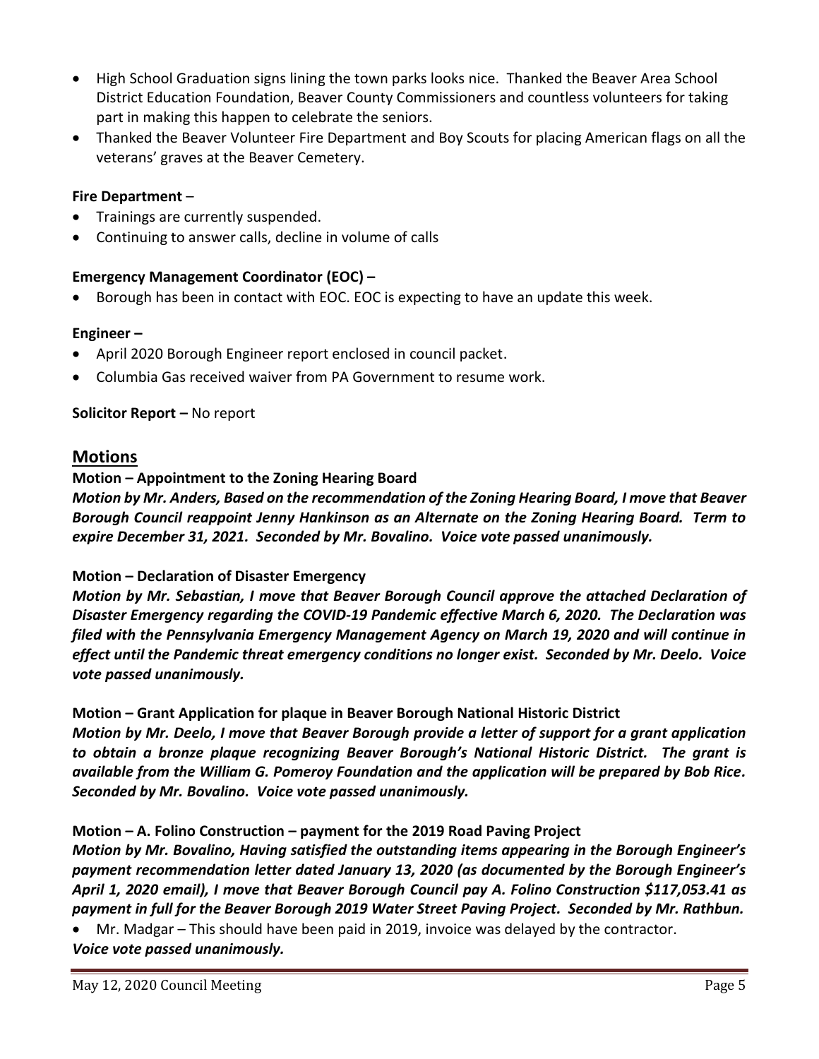- High School Graduation signs lining the town parks looks nice. Thanked the Beaver Area School District Education Foundation, Beaver County Commissioners and countless volunteers for taking part in making this happen to celebrate the seniors.
- Thanked the Beaver Volunteer Fire Department and Boy Scouts for placing American flags on all the veterans' graves at the Beaver Cemetery.

**Fire Department** –

- Trainings are currently suspended.
- Continuing to answer calls, decline in volume of calls

**Emergency Management Coordinator (EOC) –**

- Borough has been in contact with EOC. EOC is expecting to have an update this week.

**Engineer –**

- April 2020 Borough Engineer report enclosed in council packet.
- Columbia Gas received waiver from PA Government to resume work.

**Solicitor Report –** No report

## Motions

**Motion – Appointment to the Zoning Hearing Board**

***Motion by Mr. Anders, Based on the recommendation of the Zoning Hearing Board, I move that Beaver Borough Council reappoint Jenny Hankinson as an Alternate on the Zoning Hearing Board. Term to expire December 31, 2021. Seconded by Mr. Bovalino. Voice vote passed unanimously.***

**Motion – Declaration of Disaster Emergency**

***Motion by Mr. Sebastian, I move that Beaver Borough Council approve the attached Declaration of Disaster Emergency regarding the COVID-19 Pandemic effective March 6, 2020. The Declaration was filed with the Pennsylvania Emergency Management Agency on March 19, 2020 and will continue in effect until the Pandemic threat emergency conditions no longer exist. Seconded by Mr. Deelo. Voice vote passed unanimously.***

**Motion – Grant Application for plaque in Beaver Borough National Historic District**

***Motion by Mr. Deelo, I move that Beaver Borough provide a letter of support for a grant application to obtain a bronze plaque recognizing Beaver Borough's National Historic District. The grant is available from the William G. Pomeroy Foundation and the application will be prepared by Bob Rice. Seconded by Mr. Bovalino. Voice vote passed unanimously.***

**Motion – A. Folino Construction – payment for the 2019 Road Paving Project**

***Motion by Mr. Bovalino, Having satisfied the outstanding items appearing in the Borough Engineer's payment recommendation letter dated January 13, 2020 (as documented by the Borough Engineer's April 1, 2020 email), I move that Beaver Borough Council pay A. Folino Construction $117,053.41 as payment in full for the Beaver Borough 2019 Water Street Paving Project. Seconded by Mr. Rathbun.***

- Mr. Madgar – This should have been paid in 2019, invoice was delayed by the contractor.

***Voice vote passed unanimously.***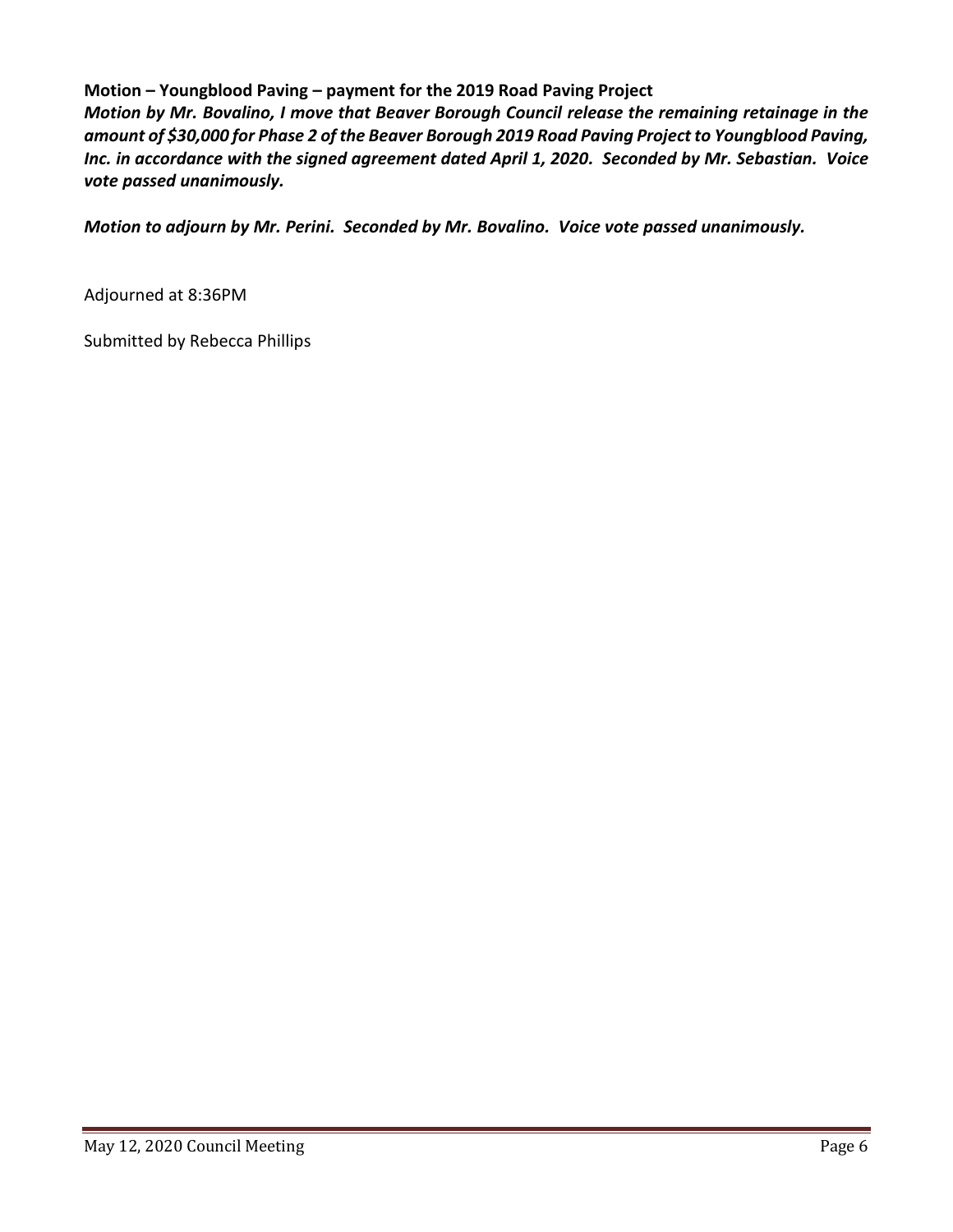**Motion – Youngblood Paving – payment for the 2019 Road Paving Project**

***Motion by Mr. Bovalino, I move that Beaver Borough Council release the remaining retainage in the amount of $30,000 for Phase 2 of the Beaver Borough 2019 Road Paving Project to Youngblood Paving, Inc. in accordance with the signed agreement dated April 1, 2020. Seconded by Mr. Sebastian. Voice vote passed unanimously.***

***Motion to adjourn by Mr. Perini. Seconded by Mr. Bovalino. Voice vote passed unanimously.***

Adjourned at 8:36PM

Submitted by Rebecca Phillips